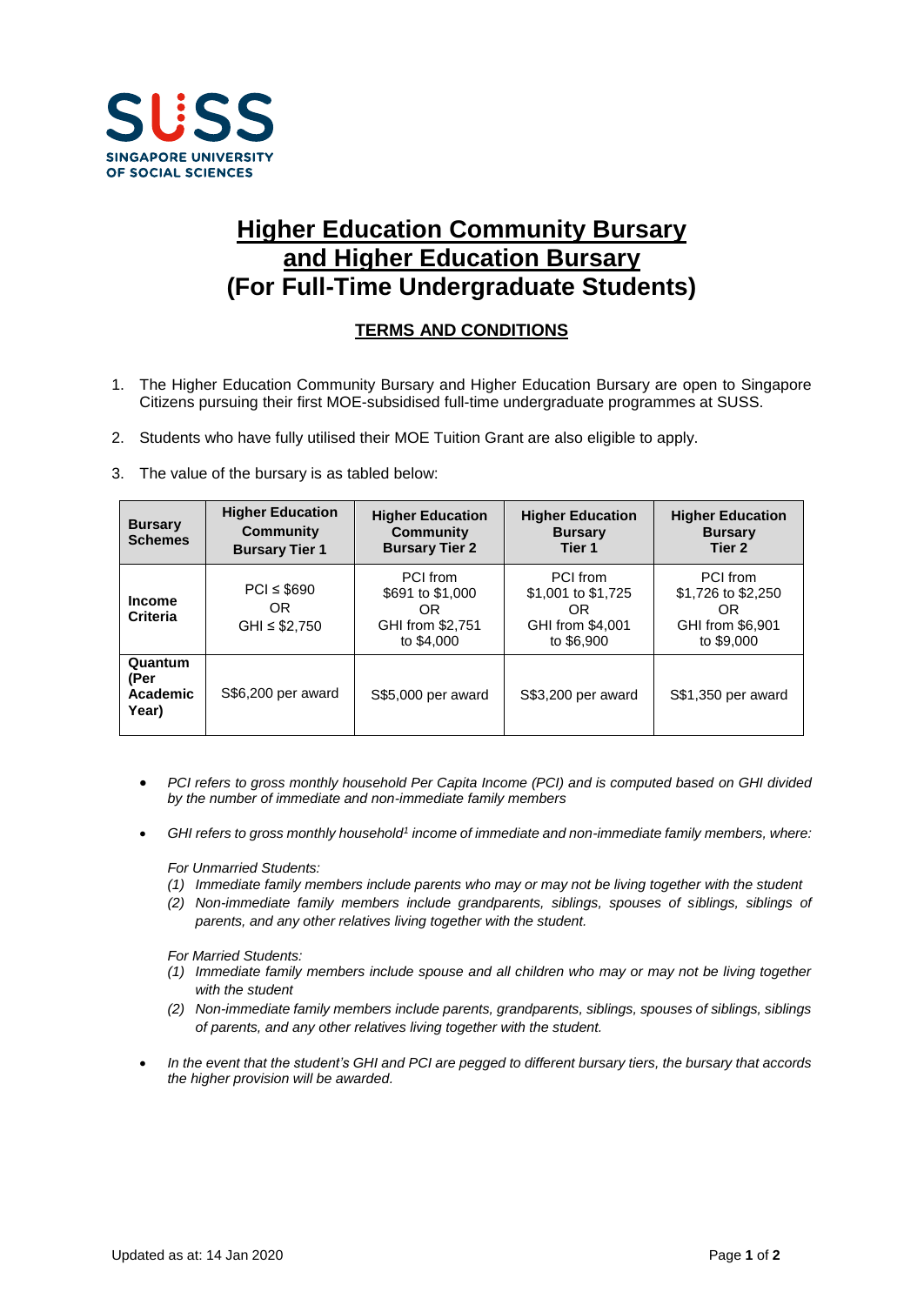SUSS
SINGAPORE UNIVERSITY OF SOCIAL SCIENCES

# Higher Education Community Bursary and Higher Education Bursary (For Full-Time Undergraduate Students)

## TERMS AND CONDITIONS

1. The Higher Education Community Bursary and Higher Education Bursary are open to Singapore Citizens pursuing their first MOE-subsidised full-time undergraduate programmes at SUSS.

2. Students who have fully utilised their MOE Tuition Grant are also eligible to apply.

3. The value of the bursary is as tabled below:

| Bursary Schemes | Higher Education Community Bursary Tier 1 | Higher Education Community Bursary Tier 2 | Higher Education Bursary Tier 1 | Higher Education Bursary Tier 2 |
|---|---|---|---|---|
| Income Criteria | PCI ≤ \$690 OR GHI ≤ \$2,750 | PCI from \$691 to \$1,000 OR GHI from \$2,751 to \$4,000 | PCI from \$1,001 to \$1,725 OR GHI from \$4,001 to \$6,900 | PCI from \$1,726 to \$2,250 OR GHI from \$6,901 to \$9,000 |
| Quantum (Per Academic Year) | S\$6,200 per award | S\$5,000 per award | S\$3,200 per award | S\$1,350 per award |

- *PCI refers to gross monthly household Per Capita Income (PCI) and is computed based on GHI divided by the number of immediate and non-immediate family members*

- *GHI refers to gross monthly household[1] income of immediate and non-immediate family members, where:*

  *For Unmarried Students:*
  *(1) Immediate family members include parents who may or may not be living together with the student*
  *(2) Non-immediate family members include grandparents, siblings, spouses of siblings, siblings of parents, and any other relatives living together with the student.*

  *For Married Students:*
  *(1) Immediate family members include spouse and all children who may or may not be living together with the student*
  *(2) Non-immediate family members include parents, grandparents, siblings, spouses of siblings, siblings of parents, and any other relatives living together with the student.*

- *In the event that the student's GHI and PCI are pegged to different bursary tiers, the bursary that accords the higher provision will be awarded.*

Updated as at: 14 Jan 2020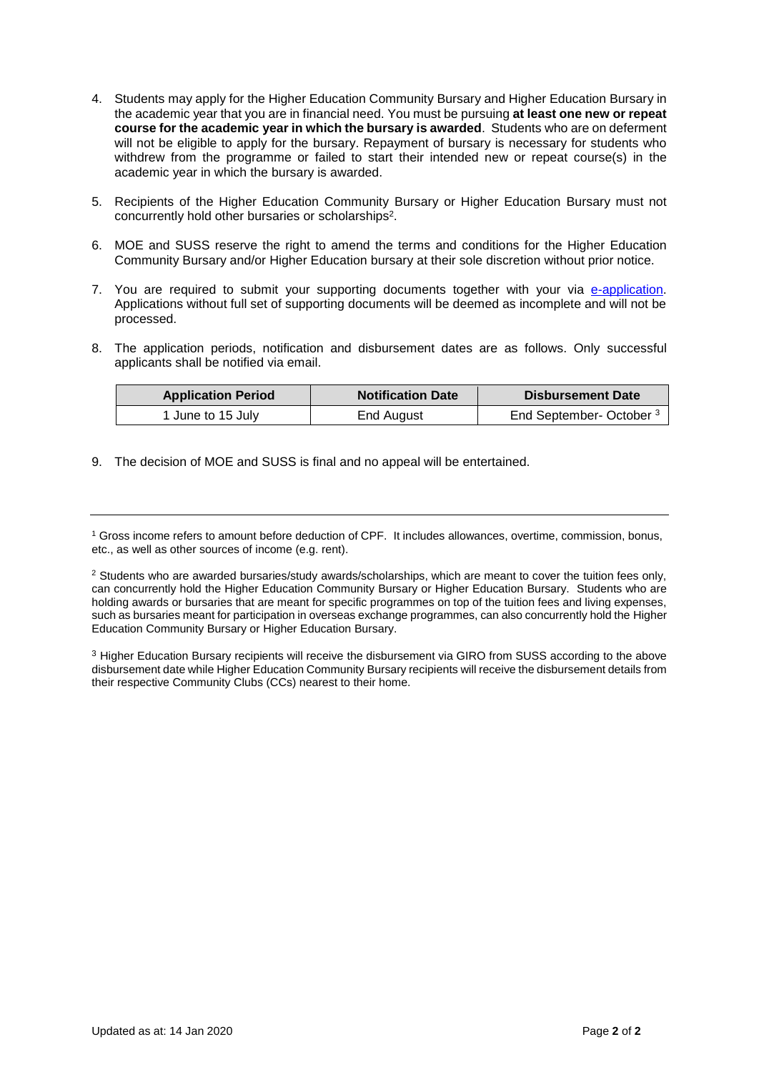4. Students may apply for the Higher Education Community Bursary and Higher Education Bursary in the academic year that you are in financial need. You must be pursuing **at least one new or repeat course for the academic year in which the bursary is awarded**. Students who are on deferment will not be eligible to apply for the bursary. Repayment of bursary is necessary for students who withdrew from the programme or failed to start their intended new or repeat course(s) in the academic year in which the bursary is awarded.

5. Recipients of the Higher Education Community Bursary or Higher Education Bursary must not concurrently hold other bursaries or scholarships[2].

6. MOE and SUSS reserve the right to amend the terms and conditions for the Higher Education Community Bursary and/or Higher Education bursary at their sole discretion without prior notice.

7. You are required to submit your supporting documents together with your via e-application. Applications without full set of supporting documents will be deemed as incomplete and will not be processed.

8. The application periods, notification and disbursement dates are as follows. Only successful applicants shall be notified via email.

| Application Period | Notification Date | Disbursement Date |
| --- | --- | --- |
| 1 June to 15 July | End August | End September- October [3] |

9. The decision of MOE and SUSS is final and no appeal will be entertained.

---

[1] Gross income refers to amount before deduction of CPF. It includes allowances, overtime, commission, bonus, etc., as well as other sources of income (e.g. rent).

[2] Students who are awarded bursaries/study awards/scholarships, which are meant to cover the tuition fees only, can concurrently hold the Higher Education Community Bursary or Higher Education Bursary. Students who are holding awards or bursaries that are meant for specific programmes on top of the tuition fees and living expenses, such as bursaries meant for participation in overseas exchange programmes, can also concurrently hold the Higher Education Community Bursary or Higher Education Bursary.

[3] Higher Education Bursary recipients will receive the disbursement via GIRO from SUSS according to the above disbursement date while Higher Education Community Bursary recipients will receive the disbursement details from their respective Community Clubs (CCs) nearest to their home.

Updated as at: 14 Jan 2020